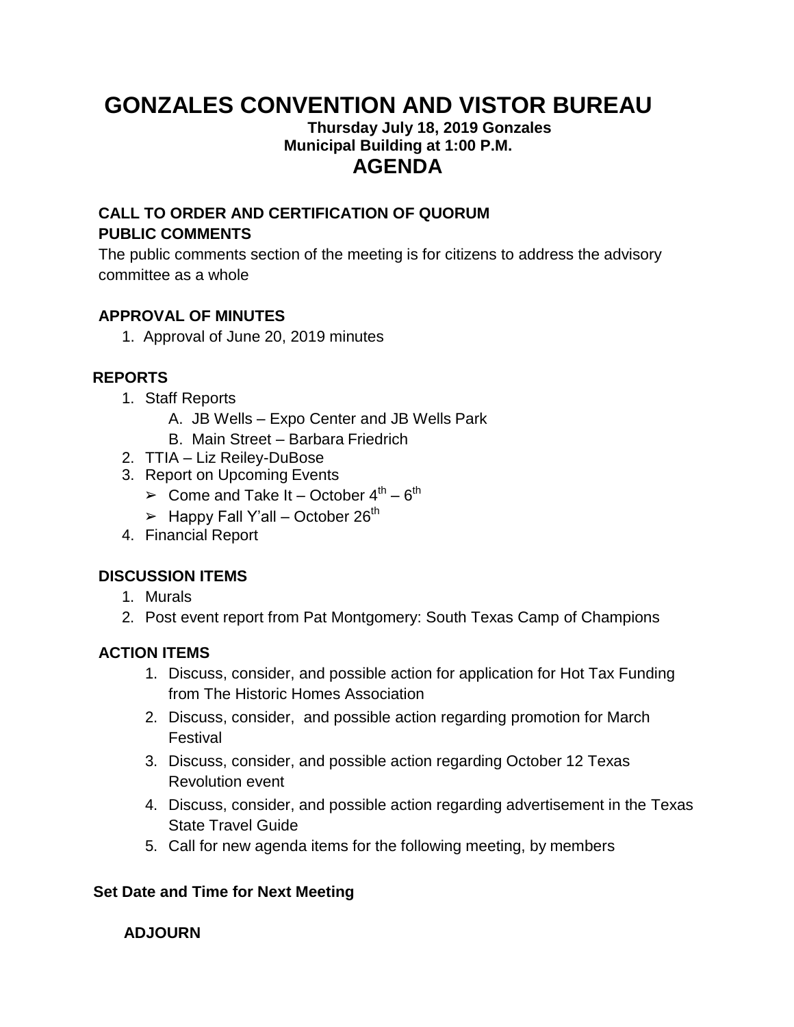# GONZALES CONVENTION AND VISTOR BUREAU

**Thursday July 18, 2019 Gonzales Municipal Building at 1:00 P.M.**

## AGENDA

**CALL TO ORDER AND CERTIFICATION OF QUORUM**

**PUBLIC COMMENTS**

The public comments section of the meeting is for citizens to address the advisory committee as a whole

**APPROVAL OF MINUTES**

1. Approval of June 20, 2019 minutes

**REPORTS**

1. Staff Reports
   - A. JB Wells – Expo Center and JB Wells Park
   - B. Main Street – Barbara Friedrich
2. TTIA – Liz Reiley-DuBose
3. Report on Upcoming Events
   - ➢ Come and Take It – October 4th – 6th
   - ➢ Happy Fall Y'all – October 26th
4. Financial Report

**DISCUSSION ITEMS**

1. Murals
2. Post event report from Pat Montgomery: South Texas Camp of Champions

**ACTION ITEMS**

1. Discuss, consider, and possible action for application for Hot Tax Funding from The Historic Homes Association
2. Discuss, consider, and possible action regarding promotion for March Festival
3. Discuss, consider, and possible action regarding October 12 Texas Revolution event
4. Discuss, consider, and possible action regarding advertisement in the Texas State Travel Guide
5. Call for new agenda items for the following meeting, by members

**Set Date and Time for Next Meeting**

**ADJOURN**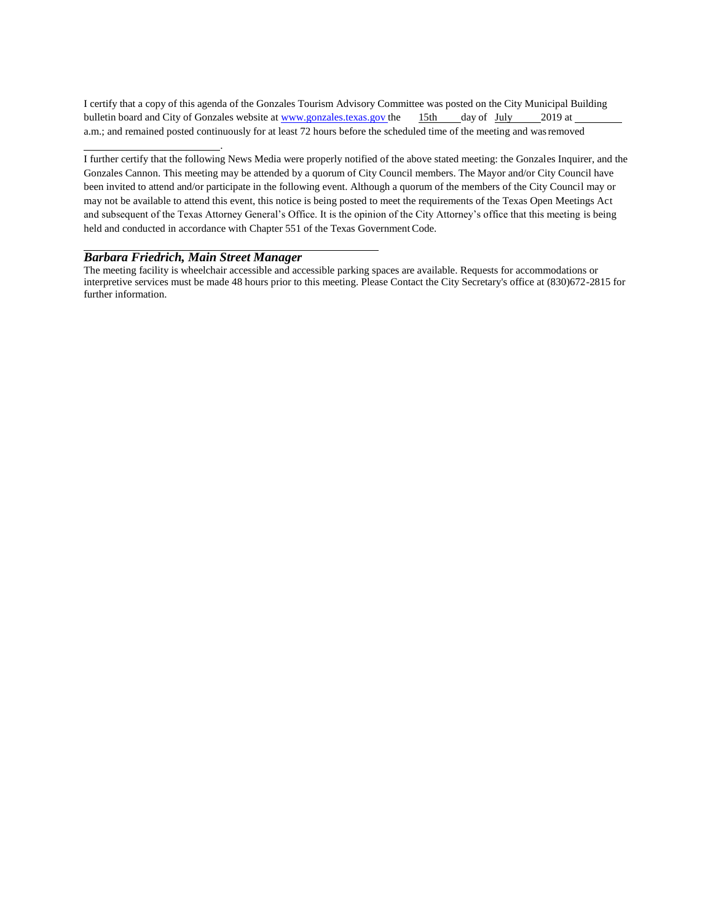I certify that a copy of this agenda of the Gonzales Tourism Advisory Committee was posted on the City Municipal Building bulletin board and City of Gonzales website at www.gonzales.texas.gov the 15th day of July 2019 at \_\_\_\_\_\_\_\_\_ a.m.; and remained posted continuously for at least 72 hours before the scheduled time of the meeting and was removed \_\_\_\_\_\_\_\_\_\_\_\_\_\_\_\_\_\_\_\_\_\_\_\_\_\_.

I further certify that the following News Media were properly notified of the above stated meeting: the Gonzales Inquirer, and the Gonzales Cannon. This meeting may be attended by a quorum of City Council members. The Mayor and/or City Council have been invited to attend and/or participate in the following event. Although a quorum of the members of the City Council may or may not be available to attend this event, this notice is being posted to meet the requirements of the Texas Open Meetings Act and subsequent of the Texas Attorney General's Office. It is the opinion of the City Attorney's office that this meeting is being held and conducted in accordance with Chapter 551 of the Texas Government Code.

\_\_\_\_\_\_\_\_\_\_\_\_\_\_\_\_\_\_\_\_\_\_\_\_\_\_\_\_\_\_\_\_\_\_\_\_\_\_\_\_\_\_\_\_\_\_

***Barbara Friedrich, Main Street Manager***

The meeting facility is wheelchair accessible and accessible parking spaces are available. Requests for accommodations or interpretive services must be made 48 hours prior to this meeting. Please Contact the City Secretary's office at (830)672-2815 for further information.